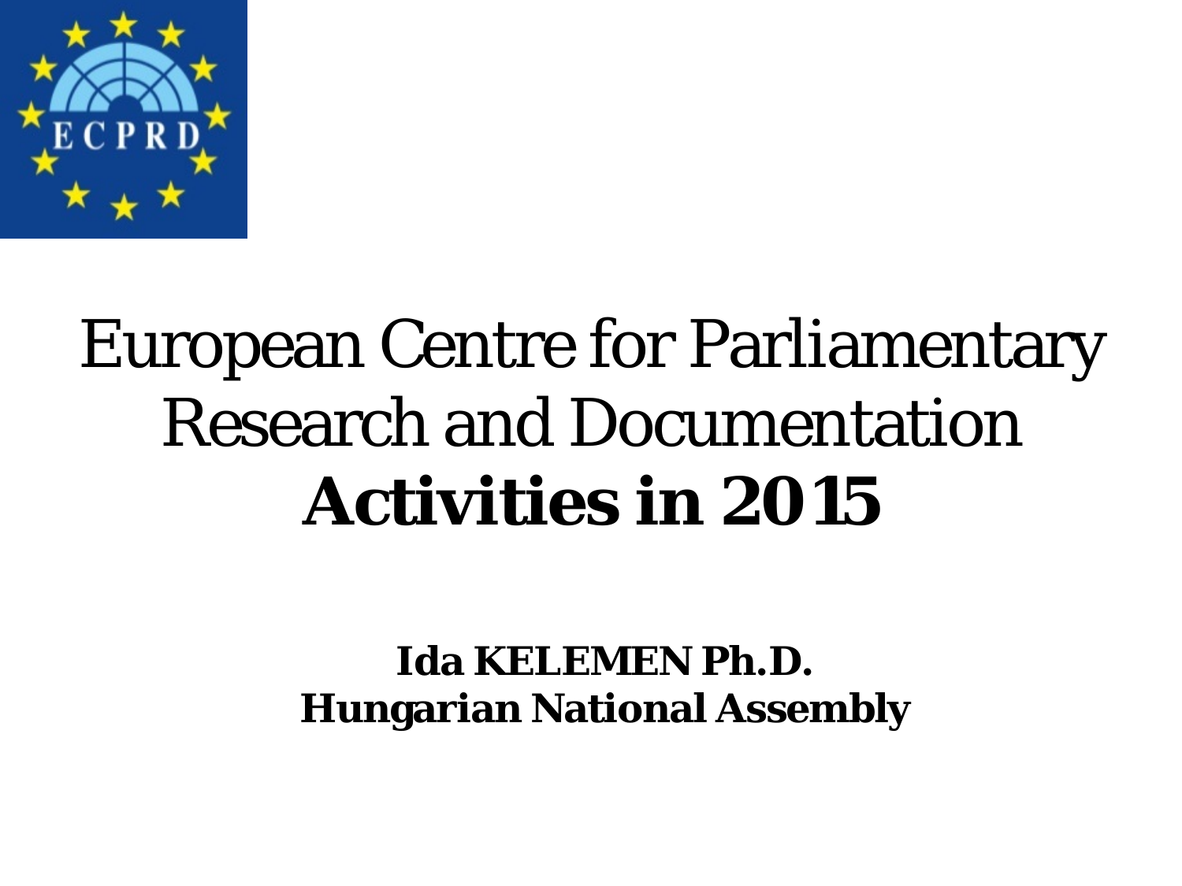# European Centre for Parliamentary Research and Documentation **Activities in 2015**

**Ida KELEMEN Ph.D.**
**Hungarian National Assembly**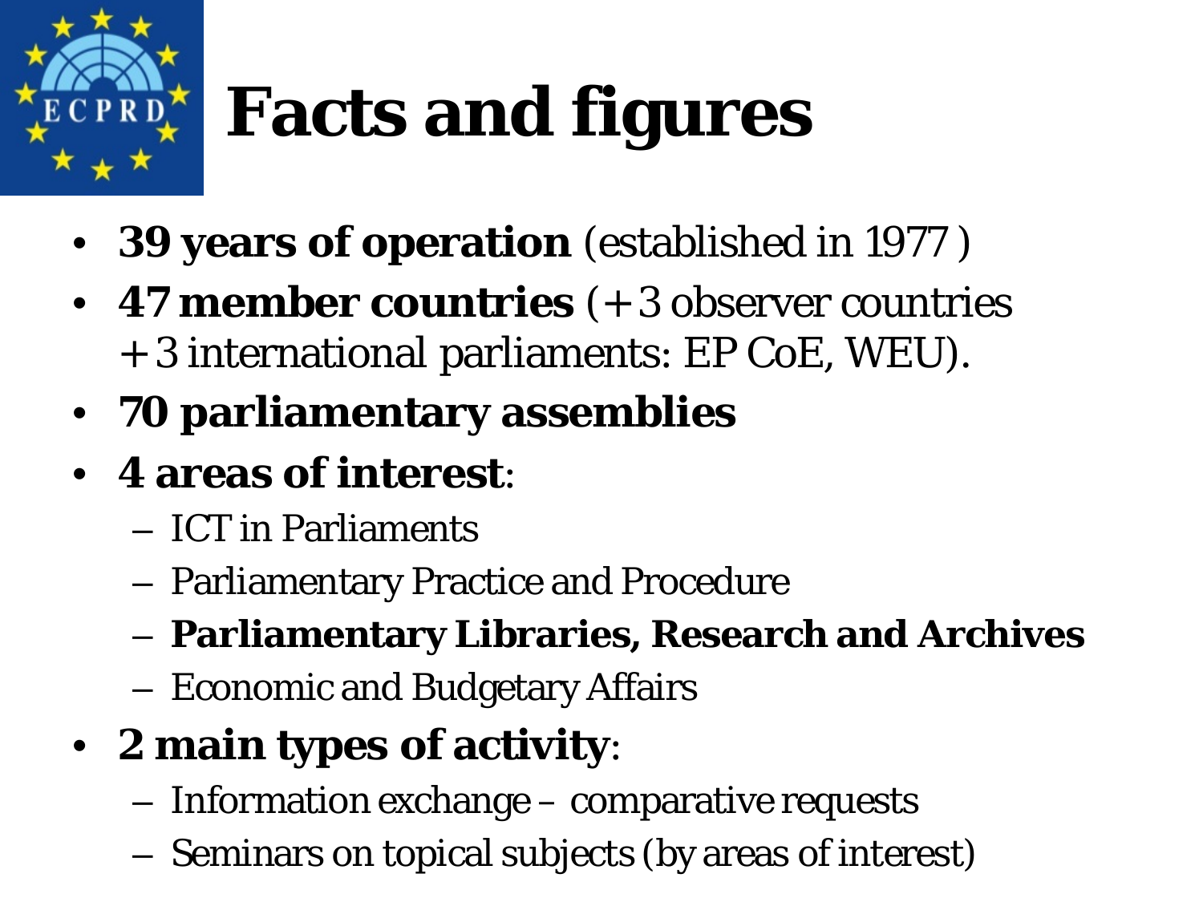# Facts and figures

- **39 years of operation** (established in 1977 )
- **47 member countries** (+ 3 observer countries + 3 international parliaments: EP CoE, WEU).
- **70 parliamentary assemblies**
- **4 areas of interest**:
  - ICT in Parliaments
  - Parliamentary Practice and Procedure
  - **Parliamentary Libraries, Research and Archives**
  - Economic and Budgetary Affairs
- **2 main types of activity**:
  - Information exchange – comparative requests
  - Seminars on topical subjects (by areas of interest)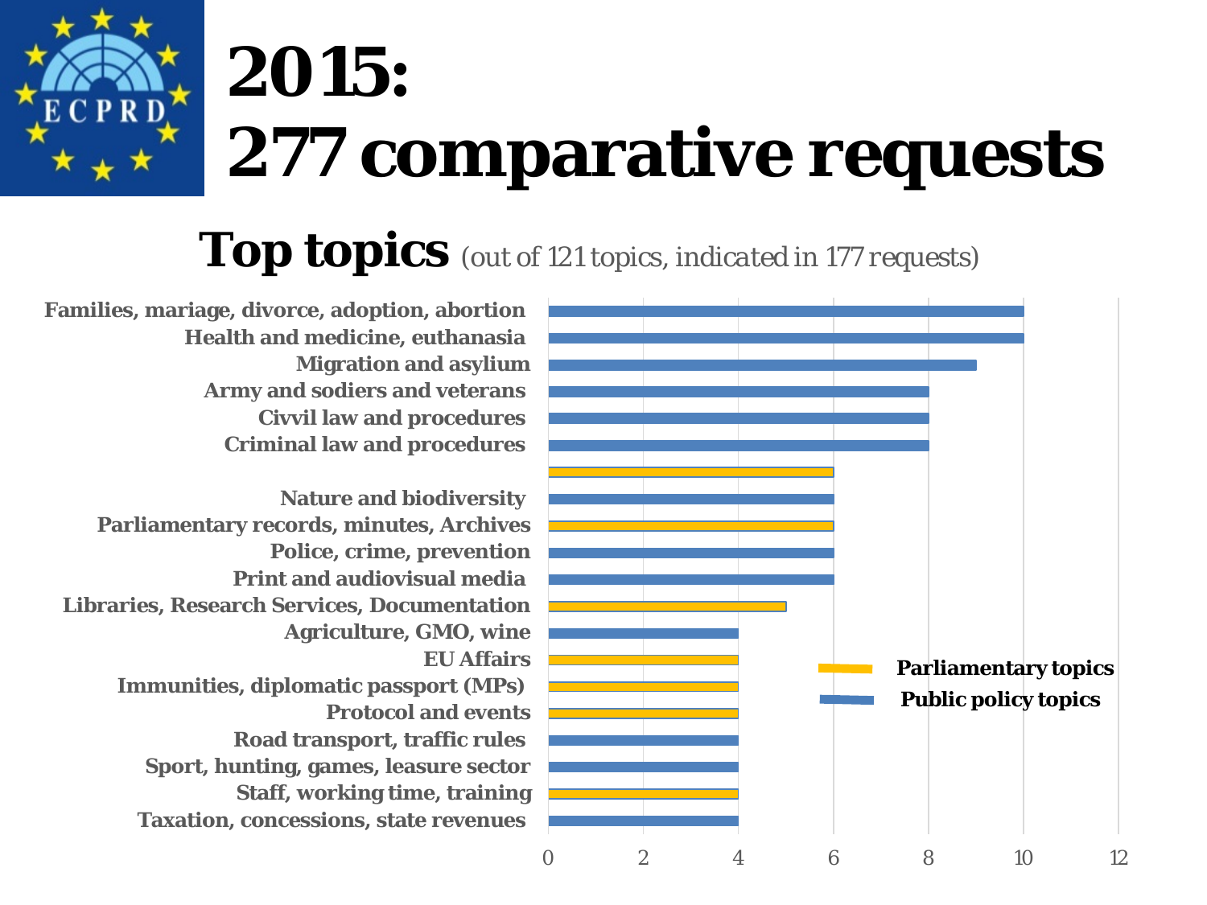# 2015:
# 277 comparative requests

## Top topics *(out of 121 topics, indicated in 177 requests)*

| Topic | Requests | Type |
|---|---|---|
| Families, mariage, divorce, adoption, abortion | 10 | Public policy topics |
| Health and medicine, euthanasia | 10 | Public policy topics |
| Migration and asylium | 9 | Public policy topics |
| Army and sodiers and veterans | 8 | Public policy topics |
| Civvil law and procedures | 8 | Public policy topics |
| Criminal law and procedures | 8 | Public policy topics |
| | 6 | Parliamentary topics |
| Nature and biodiversity | 6 | Public policy topics |
| Parliamentary records, minutes, Archives | 6 | Parliamentary topics |
| Police, crime, prevention | 6 | Public policy topics |
| Print and audiovisual media | 6 | Public policy topics |
| Libraries, Research Services, Documentation | 5 | Parliamentary topics |
| Agriculture, GMO, wine | 4 | Public policy topics |
| EU Affairs | 4 | Parliamentary topics |
| Immunities, diplomatic passport (MPs) | 4 | Parliamentary topics |
| Protocol and events | 4 | Parliamentary topics |
| Road transport, traffic rules | 4 | Public policy topics |
| Sport, hunting, games, leasure sector | 4 | Public policy topics |
| Staff, working time, training | 4 | Parliamentary topics |
| Taxation, concessions, state revenues | 4 | Public policy topics |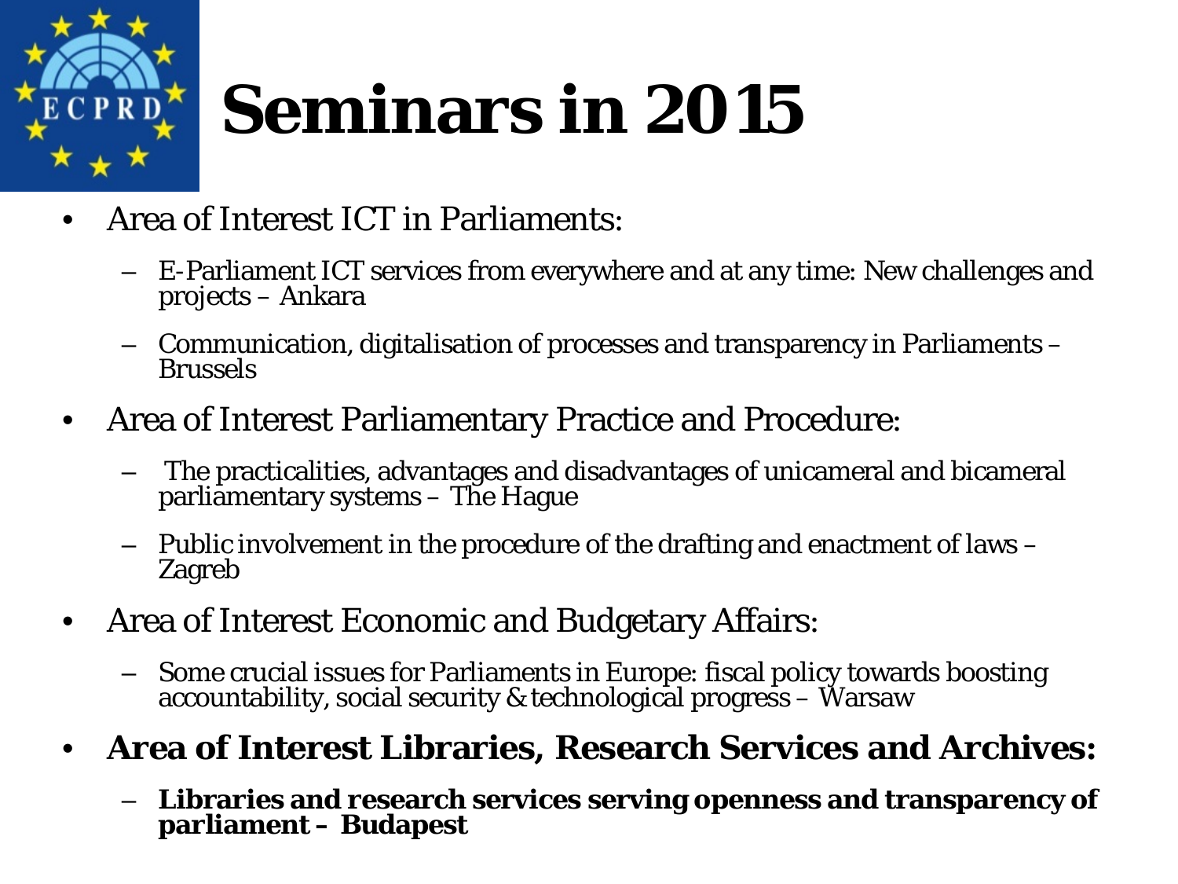# Seminars in 2015

- Area of Interest ICT in Parliaments:
  - E-Parliament ICT services from everywhere and at any time: New challenges and projects – Ankara
  - Communication, digitalisation of processes and transparency in Parliaments – Brussels
- Area of Interest Parliamentary Practice and Procedure:
  - The practicalities, advantages and disadvantages of unicameral and bicameral parliamentary systems – The Hague
  - Public involvement in the procedure of the drafting and enactment of laws – Zagreb
- Area of Interest Economic and Budgetary Affairs:
  - Some crucial issues for Parliaments in Europe: fiscal policy towards boosting accountability, social security & technological progress – Warsaw
- **Area of Interest Libraries, Research Services and Archives:**
  - **Libraries and research services serving openness and transparency of parliament – Budapest**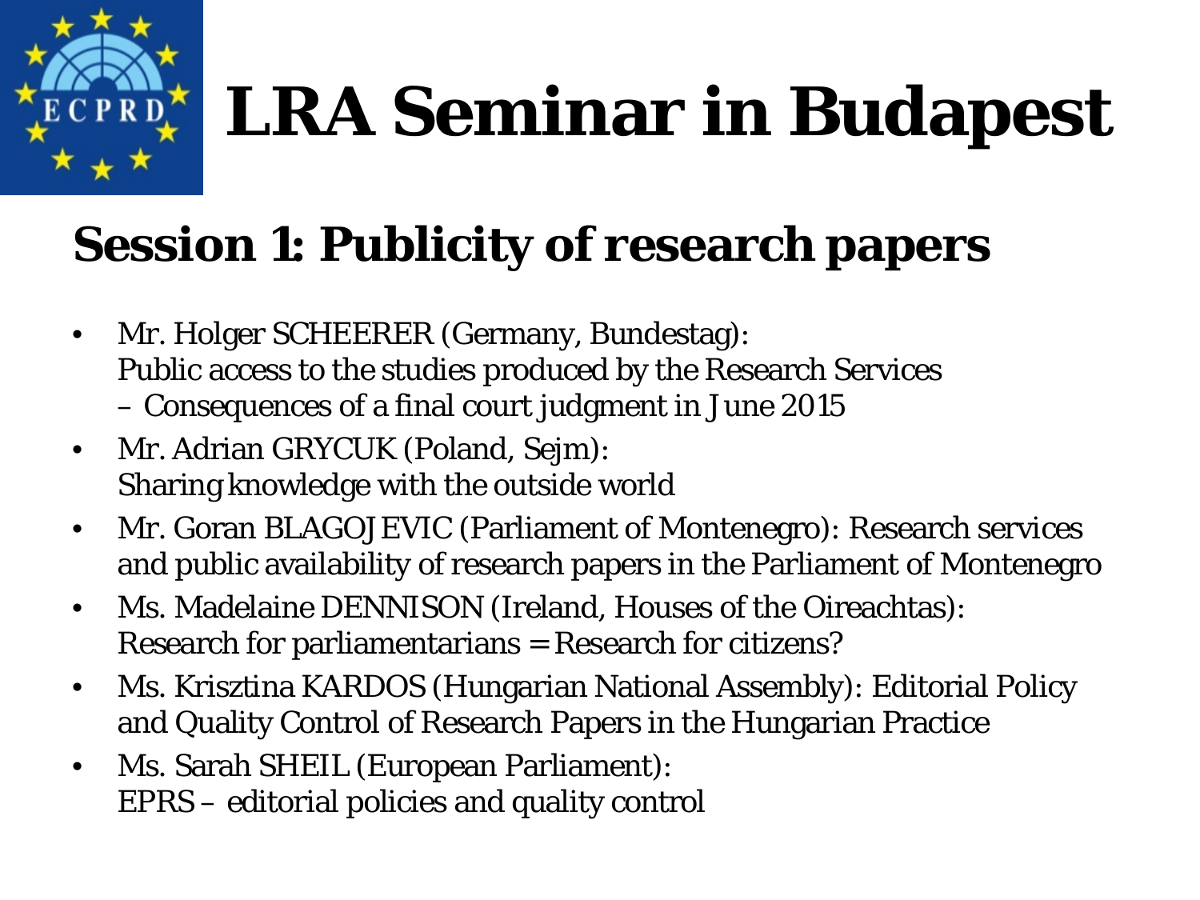# LRA Seminar in Budapest

## Session 1: Publicity of research papers

- Mr. Holger SCHEERER (Germany, Bundestag):
  Public access to the studies produced by the Research Services
  – Consequences of a final court judgment in June 2015
- Mr. Adrian GRYCUK (Poland, Sejm):
  Sharing knowledge with the outside world
- Mr. Goran BLAGOJEVIC (Parliament of Montenegro): Research services and public availability of research papers in the Parliament of Montenegro
- Ms. Madelaine DENNISON (Ireland, Houses of the Oireachtas):
  Research for parliamentarians = Research for citizens?
- Ms. Krisztina KARDOS (Hungarian National Assembly): Editorial Policy and Quality Control of Research Papers in the Hungarian Practice
- Ms. Sarah SHEIL (European Parliament):
  EPRS – editorial policies and quality control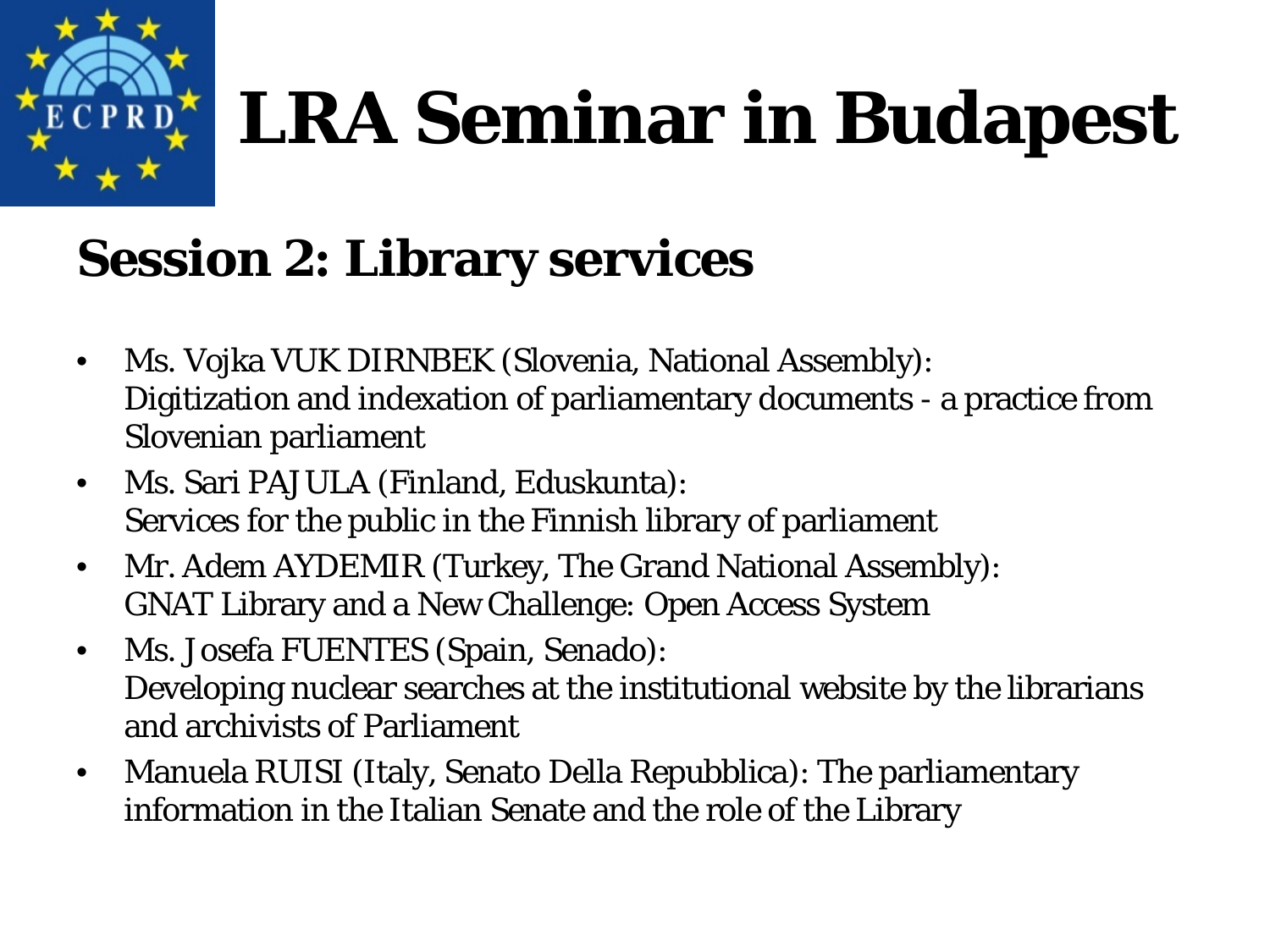# LRA Seminar in Budapest

## Session 2: Library services

- Ms. Vojka VUK DIRNBEK (Slovenia, National Assembly): Digitization and indexation of parliamentary documents - a practice from Slovenian parliament
- Ms. Sari PAJULA (Finland, Eduskunta): Services for the public in the Finnish library of parliament
- Mr. Adem AYDEMIR (Turkey, The Grand National Assembly): GNAT Library and a New Challenge: Open Access System
- Ms. Josefa FUENTES (Spain, Senado): Developing nuclear searches at the institutional website by the librarians and archivists of Parliament
- Manuela RUISI (Italy, Senato Della Repubblica): The parliamentary information in the Italian Senate and the role of the Library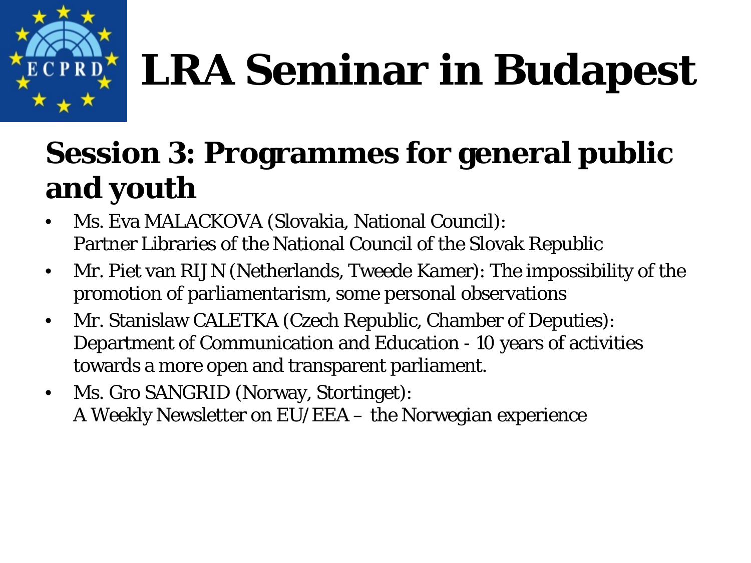# LRA Seminar in Budapest

## Session 3: Programmes for general public and youth

- Ms. Eva MALACKOVA (Slovakia, National Council): Partner Libraries of the National Council of the Slovak Republic
- Mr. Piet van RIJN (Netherlands, Tweede Kamer): The impossibility of the promotion of parliamentarism, some personal observations
- Mr. Stanislaw CALETKA (Czech Republic, Chamber of Deputies): Department of Communication and Education - 10 years of activities towards a more open and transparent parliament.
- Ms. Gro SANGRID (Norway, Stortinget): A Weekly Newsletter on EU/EEA – the Norwegian experience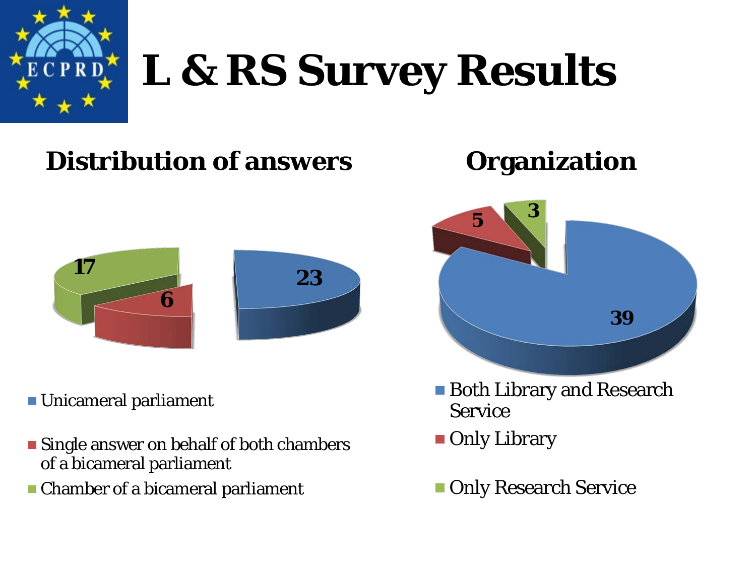# L & RS Survey Results

## Distribution of answers

| Category | Value |
|---|---|
| Unicameral parliament | 23 |
| Single answer on behalf of both chambers of a bicameral parliament | 6 |
| Chamber of a bicameral parliament | 17 |

## Organization

| Category | Value |
|---|---|
| Both Library and Research Service | 39 |
| Only Library | 5 |
| Only Research Service | 3 |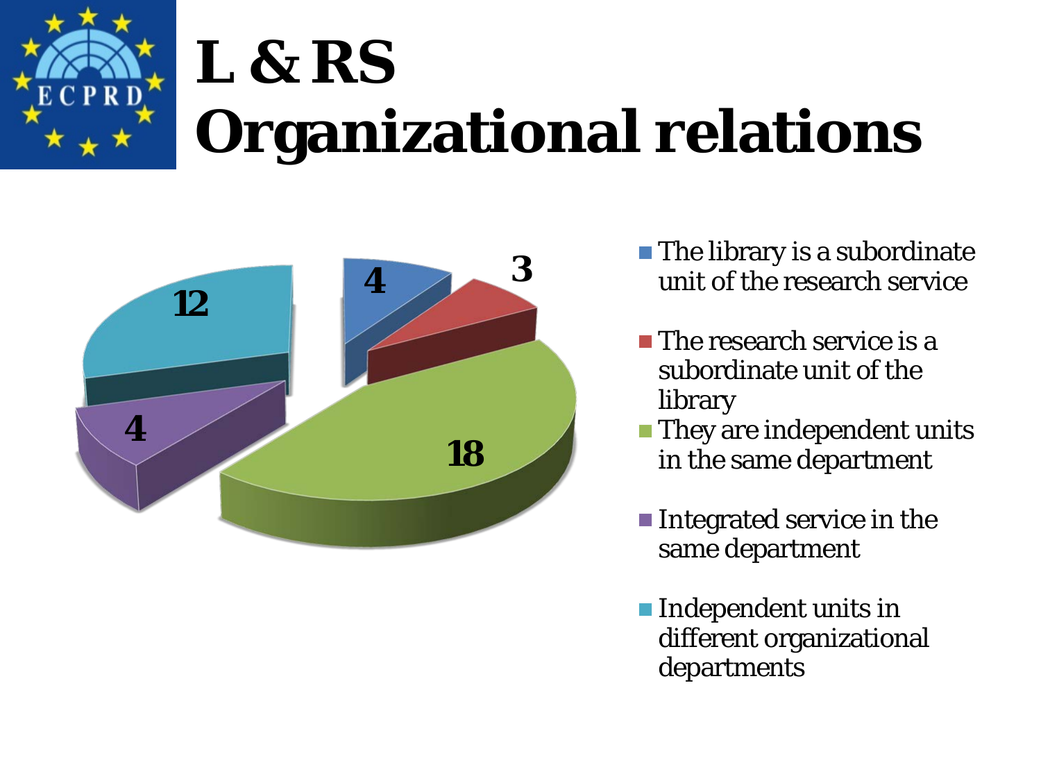# L & RS Organizational relations

| Category | Value |
| --- | --- |
| The library is a subordinate unit of the research service | 4 |
| The research service is a subordinate unit of the library | 3 |
| They are independent units in the same department | 18 |
| Integrated service in the same department | 4 |
| Independent units in different organizational departments | 12 |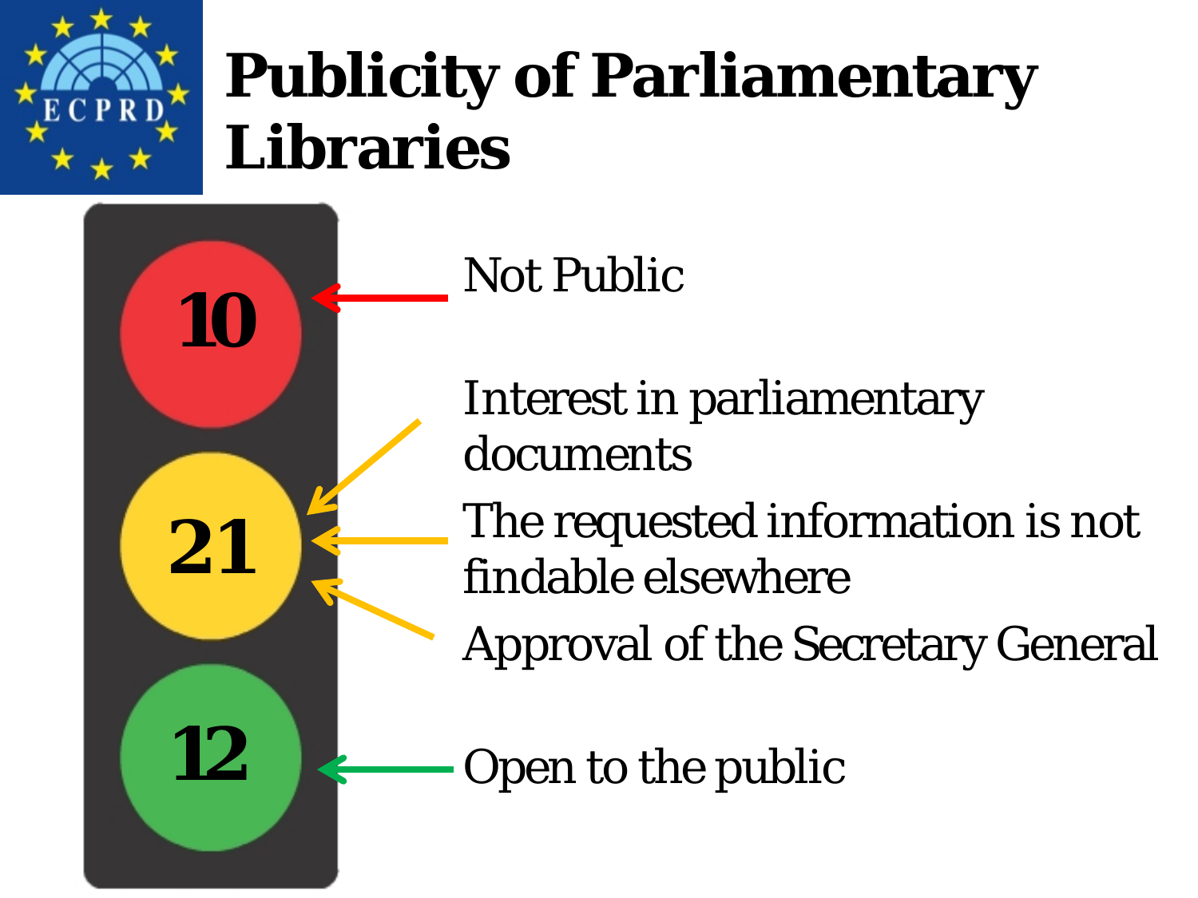# Publicity of Parliamentary Libraries

**10** — Not Public

**21** — Interest in parliamentary documents; The requested information is not findable elsewhere; Approval of the Secretary General

**12** — Open to the public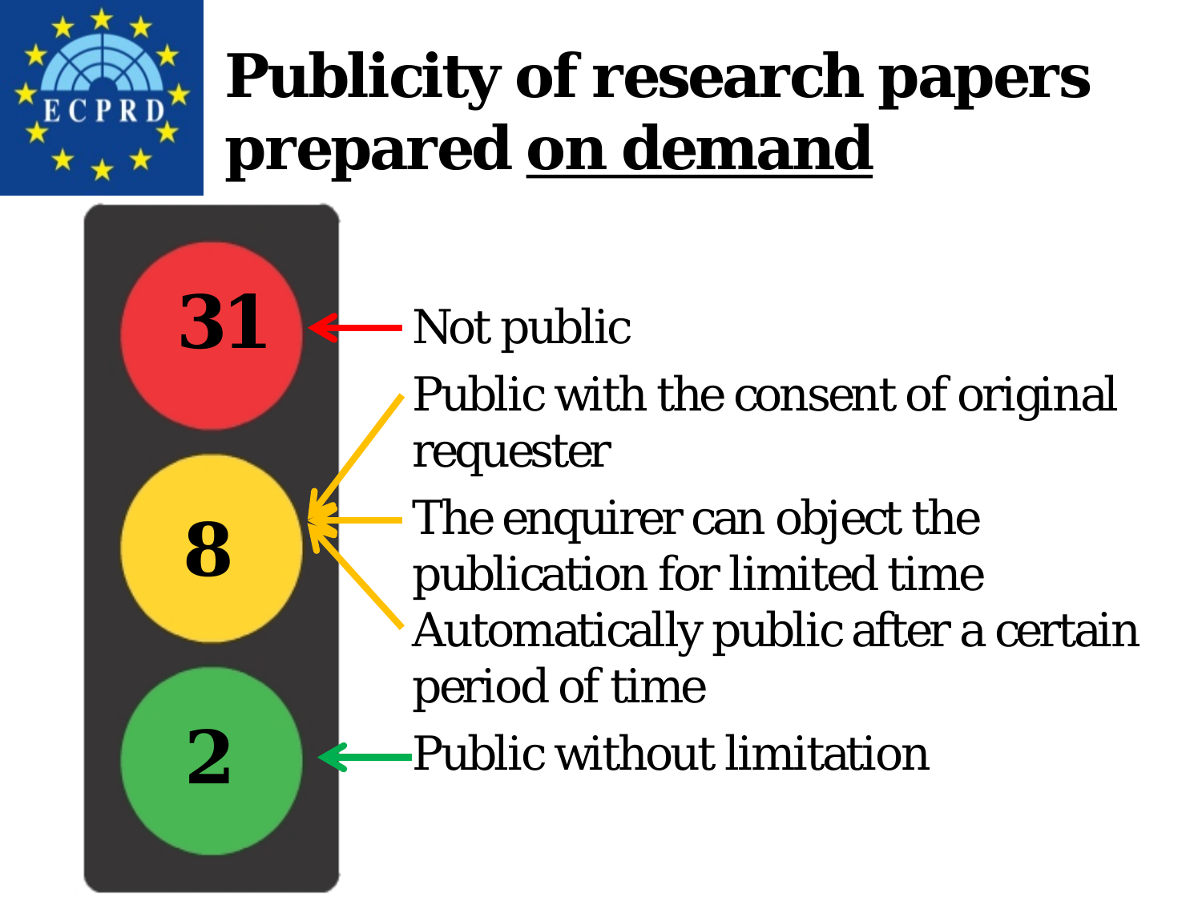# Publicity of research papers prepared <u>on demand</u>

**31** — Not public

**8** — Public with the consent of original requester; The enquirer can object the publication for limited time; Automatically public after a certain period of time

**2** — Public without limitation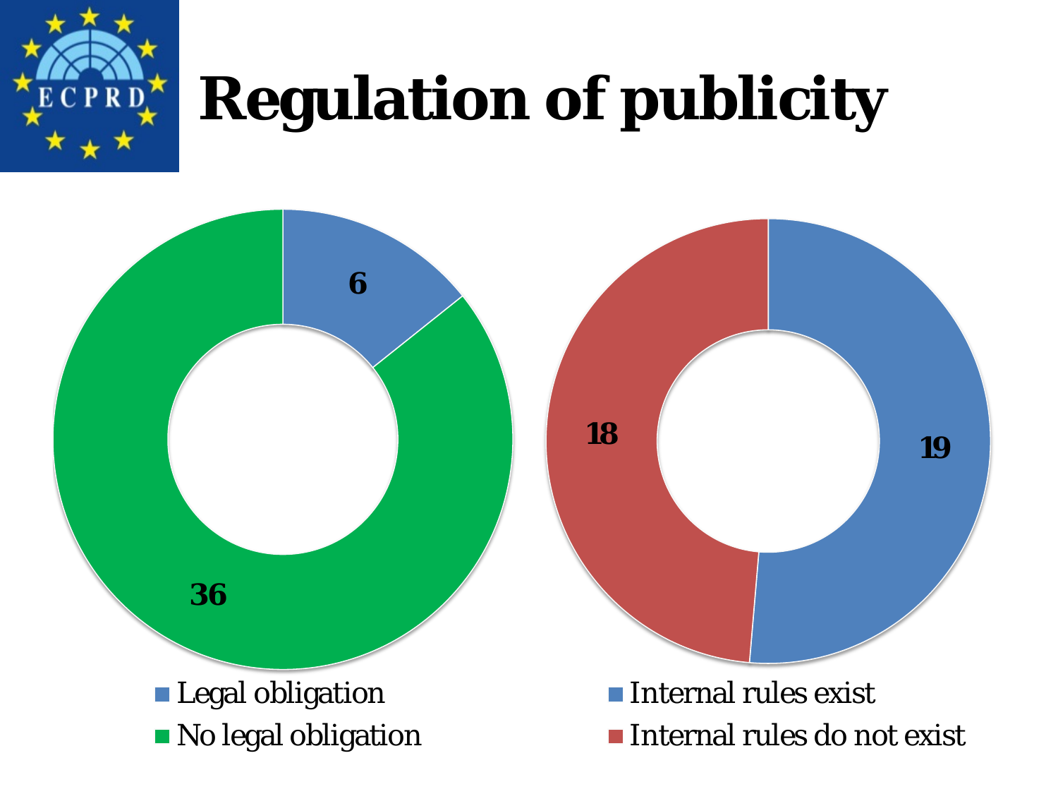# Regulation of publicity

| Category | Count |
|---|---|
| Legal obligation | 6 |
| No legal obligation | 36 |

| Category | Count |
|---|---|
| Internal rules exist | 19 |
| Internal rules do not exist | 18 |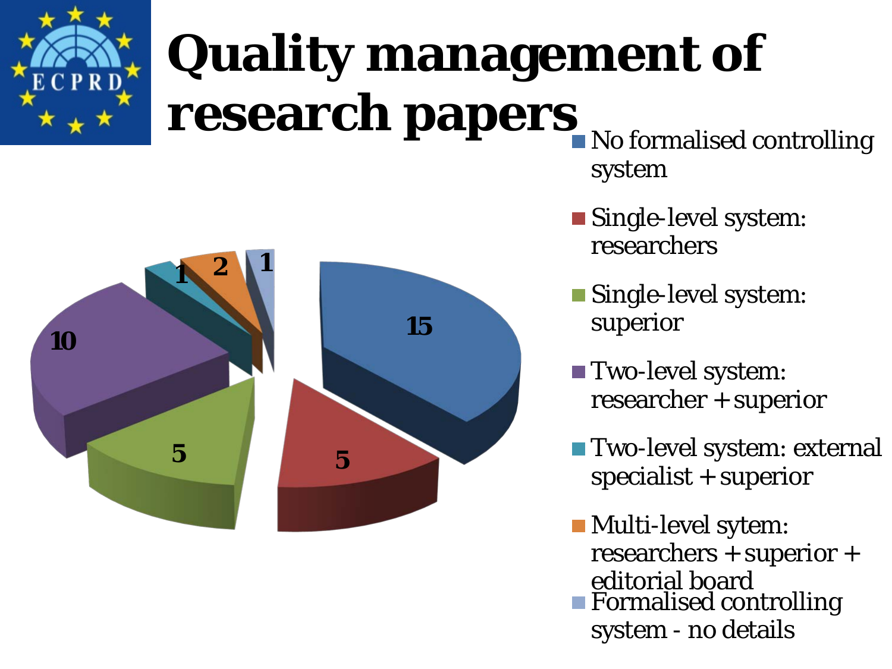# Quality management of research papers

| Category | Value |
|---|---|
| No formalised controlling system | 15 |
| Single-level system: researchers | 5 |
| Single-level system: superior | 5 |
| Two-level system: researcher + superior | 10 |
| Two-level system: external specialist + superior | 1 |
| Multi-level sytem: researchers + superior + editorial board | 2 |
| Formalised controlling system - no details | 1 |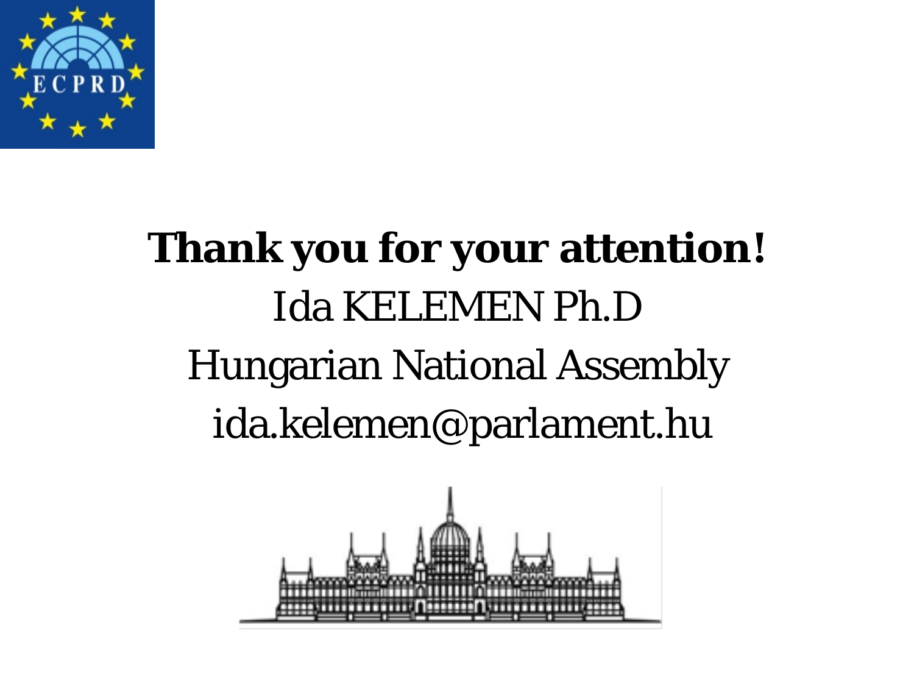**Thank you for your attention!**

Ida KELEMEN Ph.D

Hungarian National Assembly

ida.kelemen@parlament.hu